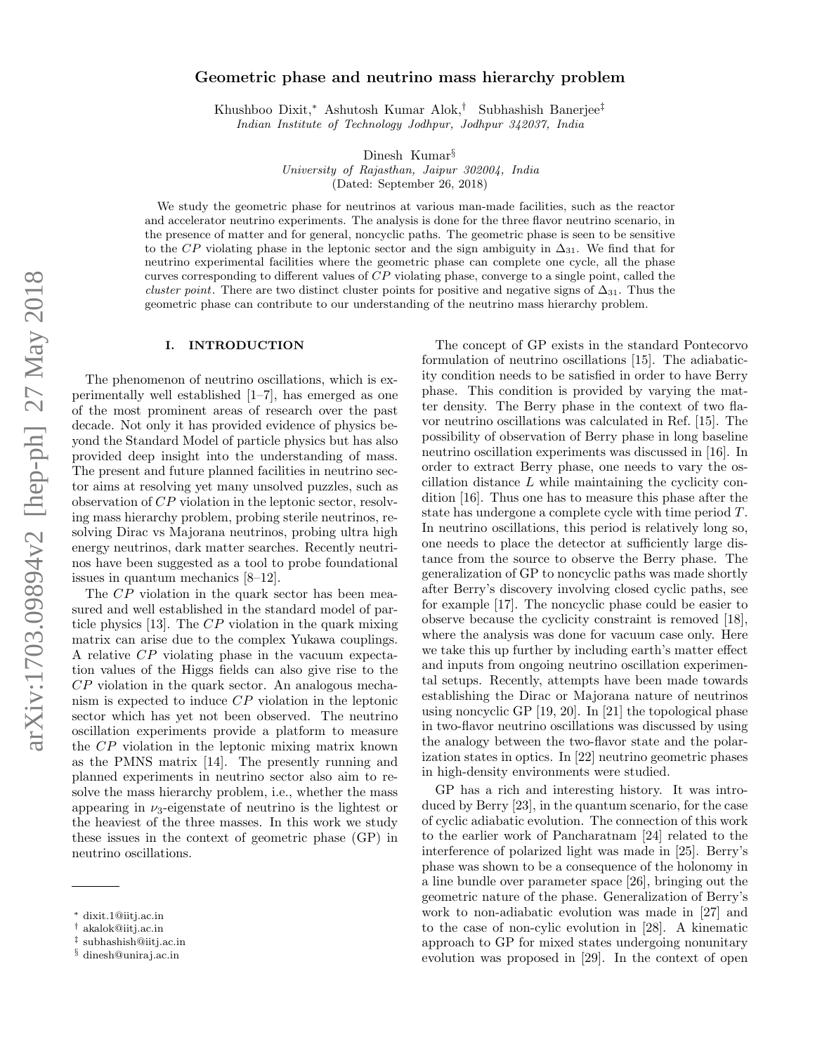# Geometric phase and neutrino mass hierarchy problem

Khushboo Dixit,* Ashutosh Kumar Alok,† Subhashish Banerjee‡

*Indian Institute of Technology Jodhpur, Jodhpur 342037, India*

Dinesh Kumar§

*University of Rajasthan, Jaipur 302004, India*

(Dated: September 26, 2018)

We study the geometric phase for neutrinos at various man-made facilities, such as the reactor and accelerator neutrino experiments. The analysis is done for the three flavor neutrino scenario, in the presence of matter and for general, noncyclic paths. The geometric phase is seen to be sensitive to the $CP$ violating phase in the leptonic sector and the sign ambiguity in $\Delta_{31}$. We find that for neutrino experimental facilities where the geometric phase can complete one cycle, all the phase curves corresponding to different values of $CP$ violating phase, converge to a single point, called the *cluster point*. There are two distinct cluster points for positive and negative signs of $\Delta_{31}$. Thus the geometric phase can contribute to our understanding of the neutrino mass hierarchy problem.

## I. INTRODUCTION

The phenomenon of neutrino oscillations, which is experimentally well established [1–7], has emerged as one of the most prominent areas of research over the past decade. Not only it has provided evidence of physics beyond the Standard Model of particle physics but has also provided deep insight into the understanding of mass. The present and future planned facilities in neutrino sector aims at resolving yet many unsolved puzzles, such as observation of $CP$ violation in the leptonic sector, resolving mass hierarchy problem, probing sterile neutrinos, resolving Dirac vs Majorana neutrinos, probing ultra high energy neutrinos, dark matter searches. Recently neutrinos have been suggested as a tool to probe foundational issues in quantum mechanics [8–12].

The $CP$ violation in the quark sector has been measured and well established in the standard model of particle physics [13]. The $CP$ violation in the quark mixing matrix can arise due to the complex Yukawa couplings. A relative $CP$ violating phase in the vacuum expectation values of the Higgs fields can also give rise to the $CP$ violation in the quark sector. An analogous mechanism is expected to induce $CP$ violation in the leptonic sector which has yet not been observed. The neutrino oscillation experiments provide a platform to measure the $CP$ violation in the leptonic mixing matrix known as the PMNS matrix [14]. The presently running and planned experiments in neutrino sector also aim to resolve the mass hierarchy problem, i.e., whether the mass appearing in $\nu_3$-eigenstate of neutrino is the lightest or the heaviest of the three masses. In this work we study these issues in the context of geometric phase (GP) in neutrino oscillations.

The concept of GP exists in the standard Pontecorvo formulation of neutrino oscillations [15]. The adiabaticity condition needs to be satisfied in order to have Berry phase. This condition is provided by varying the matter density. The Berry phase in the context of two flavor neutrino oscillations was calculated in Ref. [15]. The possibility of observation of Berry phase in long baseline neutrino oscillation experiments was discussed in [16]. In order to extract Berry phase, one needs to vary the oscillation distance $L$ while maintaining the cyclicity condition [16]. Thus one has to measure this phase after the state has undergone a complete cycle with time period $T$. In neutrino oscillations, this period is relatively long so, one needs to place the detector at sufficiently large distance from the source to observe the Berry phase. The generalization of GP to noncyclic paths was made shortly after Berry's discovery involving closed cyclic paths, see for example [17]. The noncyclic phase could be easier to observe because the cyclicity constraint is removed [18], where the analysis was done for vacuum case only. Here we take this up further by including earth's matter effect and inputs from ongoing neutrino oscillation experimental setups. Recently, attempts have been made towards establishing the Dirac or Majorana nature of neutrinos using noncyclic GP [19, 20]. In [21] the topological phase in two-flavor neutrino oscillations was discussed by using the analogy between the two-flavor state and the polarization states in optics. In [22] neutrino geometric phases in high-density environments were studied.

GP has a rich and interesting history. It was introduced by Berry [23], in the quantum scenario, for the case of cyclic adiabatic evolution. The connection of this work to the earlier work of Pancharatnam [24] related to the interference of polarized light was made in [25]. Berry's phase was shown to be a consequence of the holonomy in a line bundle over parameter space [26], bringing out the geometric nature of the phase. Generalization of Berry's work to non-adiabatic evolution was made in [27] and to the case of non-cylic evolution in [28]. A kinematic approach to GP for mixed states undergoing nonunitary evolution was proposed in [29]. In the context of open

---

* dixit.1@iitj.ac.in
† akalok@iitj.ac.in
‡ subhashish@iitj.ac.in
§ dinesh@uniraj.ac.in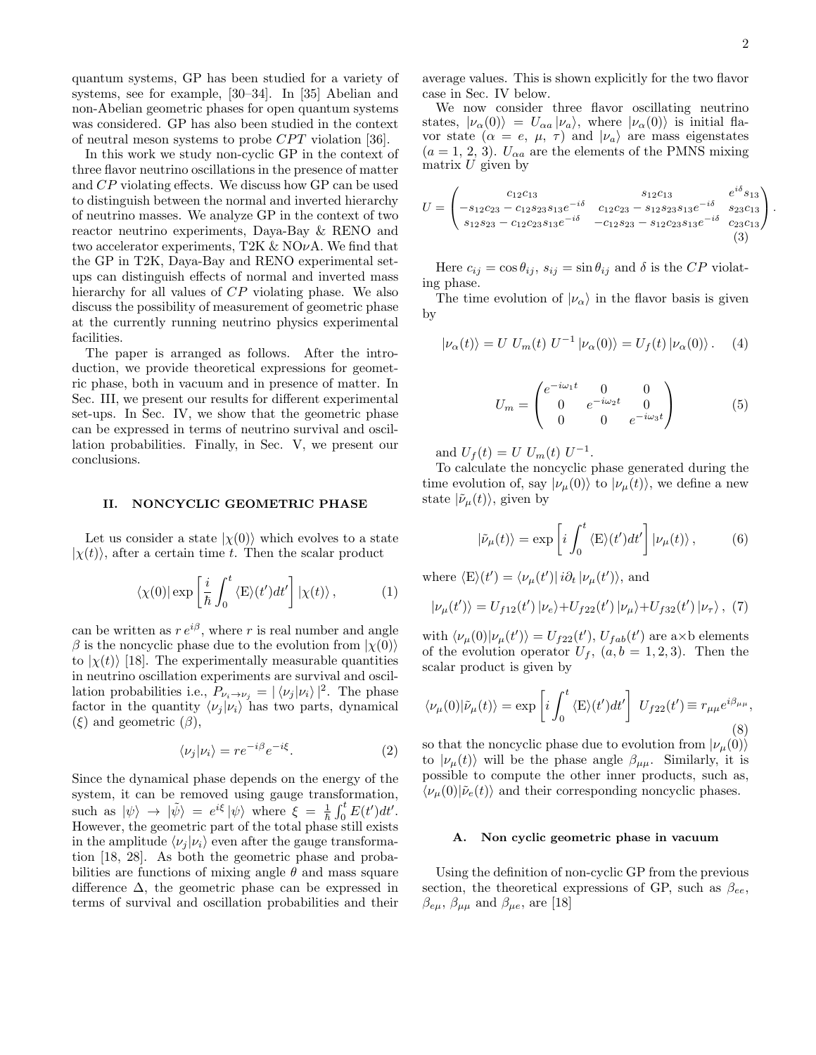quantum systems, GP has been studied for a variety of systems, see for example, [30–34]. In [35] Abelian and non-Abelian geometric phases for open quantum systems was considered. GP has also been studied in the context of neutral meson systems to probe $CPT$ violation [36].

In this work we study non-cyclic GP in the context of three flavor neutrino oscillations in the presence of matter and $CP$ violating effects. We discuss how GP can be used to distinguish between the normal and inverted hierarchy of neutrino masses. We analyze GP in the context of two reactor neutrino experiments, Daya-Bay & RENO and two accelerator experiments, T2K & NO$\nu$A. We find that the GP in T2K, Daya-Bay and RENO experimental setups can distinguish effects of normal and inverted mass hierarchy for all values of $CP$ violating phase. We also discuss the possibility of measurement of geometric phase at the currently running neutrino physics experimental facilities.

The paper is arranged as follows. After the introduction, we provide theoretical expressions for geometric phase, both in vacuum and in presence of matter. In Sec. III, we present our results for different experimental set-ups. In Sec. IV, we show that the geometric phase can be expressed in terms of neutrino survival and oscillation probabilities. Finally, in Sec. V, we present our conclusions.

## II. NONCYCLIC GEOMETRIC PHASE

Let us consider a state $|\chi(0)\rangle$ which evolves to a state $|\chi(t)\rangle$, after a certain time $t$. Then the scalar product

$$\langle\chi(0)|\exp\left[\frac{i}{\hbar}\int_0^t \langle \mathrm{E}\rangle(t')dt'\right]|\chi(t)\rangle\,, \tag{1}$$

can be written as $r\,e^{i\beta}$, where $r$ is real number and angle $\beta$ is the noncyclic phase due to the evolution from $|\chi(0)\rangle$ to $|\chi(t)\rangle$ [18]. The experimentally measurable quantities in neutrino oscillation experiments are survival and oscillation probabilities i.e., $P_{\nu_i\to\nu_j} = |\langle\nu_j|\nu_i\rangle|^2$. The phase factor in the quantity $\langle\nu_j|\nu_i\rangle$ has two parts, dynamical ($\xi$) and geometric ($\beta$),

$$\langle\nu_j|\nu_i\rangle = re^{-i\beta}e^{-i\xi}. \tag{2}$$

Since the dynamical phase depends on the energy of the system, it can be removed using gauge transformation, such as $|\psi\rangle \to |\tilde{\psi}\rangle = e^{i\xi}|\psi\rangle$ where $\xi = \frac{1}{\hbar}\int_0^t E(t')dt'$. However, the geometric part of the total phase still exists in the amplitude $\langle\nu_j|\nu_i\rangle$ even after the gauge transformation [18, 28]. As both the geometric phase and probabilities are functions of mixing angle $\theta$ and mass square difference $\Delta$, the geometric phase can be expressed in terms of survival and oscillation probabilities and their average values. This is shown explicitly for the two flavor case in Sec. IV below.

We now consider three flavor oscillating neutrino states, $|\nu_\alpha(0)\rangle = U_{\alpha a}|\nu_a\rangle$, where $|\nu_\alpha(0)\rangle$ is initial flavor state ($\alpha = e,\ \mu,\ \tau$) and $|\nu_a\rangle$ are mass eigenstates ($a = 1,\ 2,\ 3$). $U_{\alpha a}$ are the elements of the PMNS mixing matrix $U$ given by

$$U = \begin{pmatrix} c_{12}c_{13} & s_{12}c_{13} & e^{i\delta}s_{13} \\ -s_{12}c_{23} - c_{12}s_{23}s_{13}e^{-i\delta} & c_{12}c_{23} - s_{12}s_{23}s_{13}e^{-i\delta} & s_{23}c_{13} \\ s_{12}s_{23} - c_{12}c_{23}s_{13}e^{-i\delta} & -c_{12}s_{23} - s_{12}c_{23}s_{13}e^{-i\delta} & c_{23}c_{13} \end{pmatrix}. \tag{3}$$

Here $c_{ij} = \cos\theta_{ij}$, $s_{ij} = \sin\theta_{ij}$ and $\delta$ is the $CP$ violating phase.

The time evolution of $|\nu_\alpha\rangle$ in the flavor basis is given by

$$|\nu_\alpha(t)\rangle = U\ U_m(t)\ U^{-1}\,|\nu_\alpha(0)\rangle = U_f(t)\,|\nu_\alpha(0)\rangle\,. \tag{4}$$

$$U_m = \begin{pmatrix} e^{-i\omega_1 t} & 0 & 0 \\ 0 & e^{-i\omega_2 t} & 0 \\ 0 & 0 & e^{-i\omega_3 t} \end{pmatrix} \tag{5}$$

and $U_f(t) = U\ U_m(t)\ U^{-1}$.

To calculate the noncyclic phase generated during the time evolution of, say $|\nu_\mu(0)\rangle$ to $|\nu_\mu(t)\rangle$, we define a new state $|\tilde{\nu}_\mu(t)\rangle$, given by

$$|\tilde{\nu}_\mu(t)\rangle = \exp\left[i\int_0^t \langle\mathrm{E}\rangle(t')dt'\right]|\nu_\mu(t)\rangle\,, \tag{6}$$

where $\langle\mathrm{E}\rangle(t') = \langle\nu_\mu(t')|\,i\partial_t\,|\nu_\mu(t')\rangle$, and

$$|\nu_\mu(t')\rangle = U_{f12}(t')\,|\nu_e\rangle + U_{f22}(t')\,|\nu_\mu\rangle + U_{f32}(t')\,|\nu_\tau\rangle\,, \tag{7}$$

with $\langle\nu_\mu(0)|\nu_\mu(t')\rangle = U_{f22}(t')$, $U_{fab}(t')$ are a$\times$b elements of the evolution operator $U_f$, ($a, b = 1, 2, 3$). Then the scalar product is given by

$$\langle\nu_\mu(0)|\tilde{\nu}_\mu(t)\rangle = \exp\left[i\int_0^t \langle\mathrm{E}\rangle(t')dt'\right]\ U_{f22}(t') \equiv r_{\mu\mu}e^{i\beta_{\mu\mu}}, \tag{8}$$

so that the noncyclic phase due to evolution from $|\nu_\mu(0)\rangle$ to $|\nu_\mu(t)\rangle$ will be the phase angle $\beta_{\mu\mu}$. Similarly, it is possible to compute the other inner products, such as, $\langle\nu_\mu(0)|\tilde{\nu}_e(t)\rangle$ and their corresponding noncyclic phases.

### A. Non cyclic geometric phase in vacuum

Using the definition of non-cyclic GP from the previous section, the theoretical expressions of GP, such as $\beta_{ee}$, $\beta_{e\mu}$, $\beta_{\mu\mu}$ and $\beta_{\mu e}$, are [18]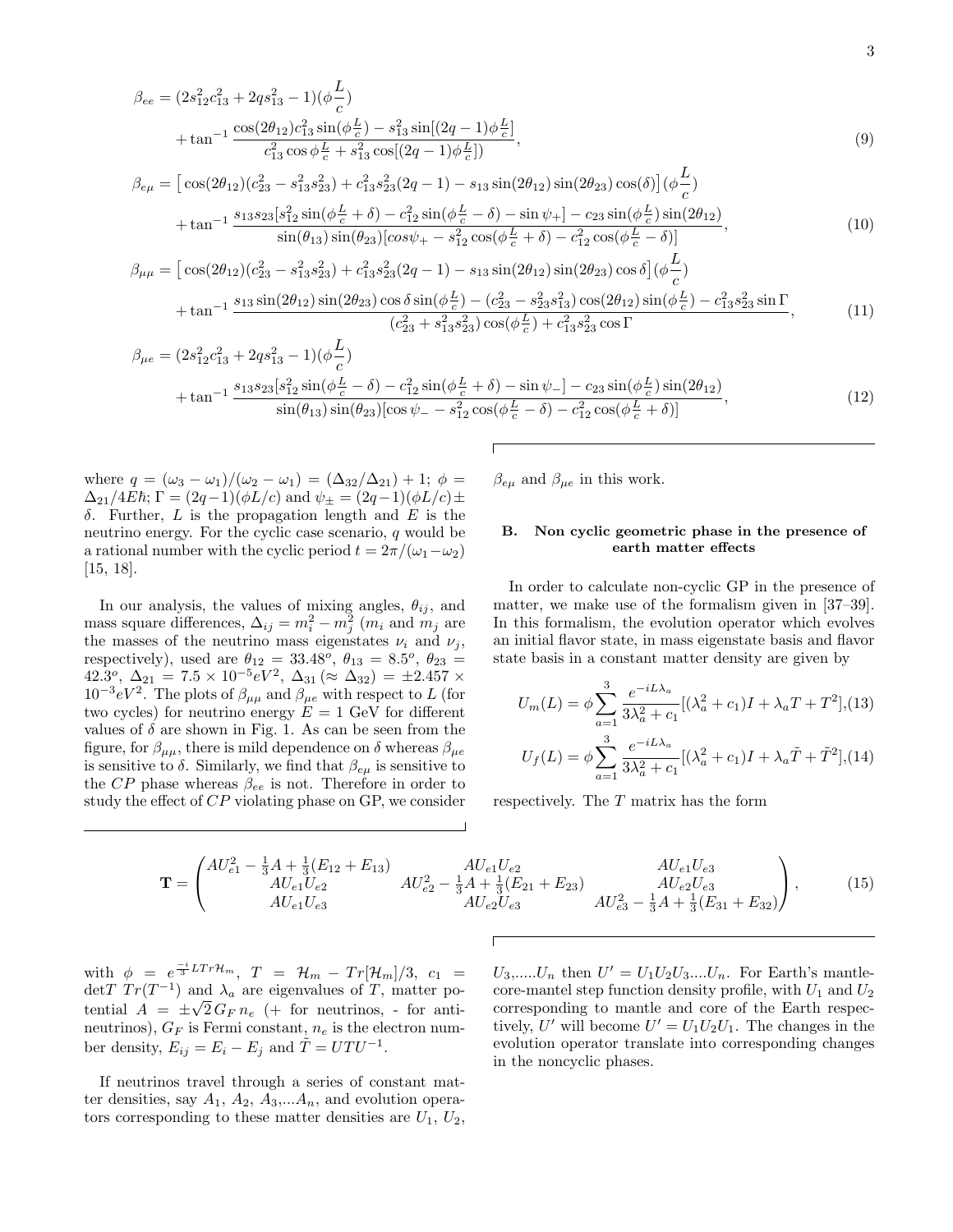$$\beta_{ee} = (2s_{12}^2c_{13}^2 + 2qs_{13}^2 - 1)(\phi\frac{L}{c}) + \tan^{-1}\frac{\cos(2\theta_{12})c_{13}^2\sin(\phi\frac{L}{c}) - s_{13}^2\sin[(2q-1)\phi\frac{L}{c}]}{c_{13}^2\cos\phi\frac{L}{c} + s_{13}^2\cos[(2q-1)\phi\frac{L}{c}])}, \tag{9}$$

$$\beta_{e\mu} = \big[\cos(2\theta_{12})(c_{23}^2 - s_{13}^2s_{23}^2) + c_{13}^2s_{23}^2(2q-1) - s_{13}\sin(2\theta_{12})\sin(2\theta_{23})\cos(\delta)\big](\phi\frac{L}{c}) + \tan^{-1}\frac{s_{13}s_{23}[s_{12}^2\sin(\phi\frac{L}{c}+\delta) - c_{12}^2\sin(\phi\frac{L}{c}-\delta) - \sin\psi_+] - c_{23}\sin(\phi\frac{L}{c})\sin(2\theta_{12})}{\sin(\theta_{13})\sin(\theta_{23})[cos\psi_+ - s_{12}^2\cos(\phi\frac{L}{c}+\delta) - c_{12}^2\cos(\phi\frac{L}{c}-\delta)]}, \tag{10}$$

$$\beta_{\mu\mu} = \big[\cos(2\theta_{12})(c_{23}^2 - s_{13}^2s_{23}^2) + c_{13}^2s_{23}^2(2q-1) - s_{13}\sin(2\theta_{12})\sin(2\theta_{23})\cos\delta\big](\phi\frac{L}{c}) + \tan^{-1}\frac{s_{13}\sin(2\theta_{12})\sin(2\theta_{23})\cos\delta\sin(\phi\frac{L}{c}) - (c_{23}^2 - s_{23}^2s_{13}^2)\cos(2\theta_{12})\sin(\phi\frac{L}{c}) - c_{13}^2s_{23}^2\sin\Gamma}{(c_{23}^2 + s_{13}^2s_{23}^2)\cos(\phi\frac{L}{c}) + c_{13}^2s_{23}^2\cos\Gamma}, \tag{11}$$

$$\beta_{\mu e} = (2s_{12}^2c_{13}^2 + 2qs_{13}^2 - 1)(\phi\frac{L}{c}) + \tan^{-1}\frac{s_{13}s_{23}[s_{12}^2\sin(\phi\frac{L}{c}-\delta) - c_{12}^2\sin(\phi\frac{L}{c}+\delta) - \sin\psi_-] - c_{23}\sin(\phi\frac{L}{c})\sin(2\theta_{12})}{\sin(\theta_{13})\sin(\theta_{23})[\cos\psi_- - s_{12}^2\cos(\phi\frac{L}{c}-\delta) - c_{12}^2\cos(\phi\frac{L}{c}+\delta)]}, \tag{12}$$

where $q = (\omega_3 - \omega_1)/(\omega_2 - \omega_1) = (\Delta_{32}/\Delta_{21}) + 1$; $\phi = \Delta_{21}/4E\hbar$; $\Gamma = (2q-1)(\phi L/c)$ and $\psi_\pm = (2q-1)(\phi L/c) \pm \delta$. Further, $L$ is the propagation length and $E$ is the neutrino energy. For the cyclic case scenario, $q$ would be a rational number with the cyclic period $t = 2\pi/(\omega_1 - \omega_2)$ [15, 18].

In our analysis, the values of mixing angles, $\theta_{ij}$, and mass square differences, $\Delta_{ij} = m_i^2 - m_j^2$ ($m_i$ and $m_j$ are the masses of the neutrino mass eigenstates $\nu_i$ and $\nu_j$, respectively), used are $\theta_{12} = 33.48^o$, $\theta_{13} = 8.5^o$, $\theta_{23} = 42.3^o$, $\Delta_{21} = 7.5 \times 10^{-5} eV^2$, $\Delta_{31} (\approx \Delta_{32}) = \pm 2.457 \times 10^{-3} eV^2$. The plots of $\beta_{\mu\mu}$ and $\beta_{\mu e}$ with respect to $L$ (for two cycles) for neutrino energy $E = 1$ GeV for different values of $\delta$ are shown in Fig. 1. As can be seen from the figure, for $\beta_{\mu\mu}$, there is mild dependence on $\delta$ whereas $\beta_{\mu e}$ is sensitive to $\delta$. Similarly, we find that $\beta_{e\mu}$ is sensitive to the $CP$ phase whereas $\beta_{ee}$ is not. Therefore in order to study the effect of $CP$ violating phase on GP, we consider $\beta_{e\mu}$ and $\beta_{\mu e}$ in this work.

### B. Non cyclic geometric phase in the presence of earth matter effects

In order to calculate non-cyclic GP in the presence of matter, we make use of the formalism given in [37–39]. In this formalism, the evolution operator which evolves an initial flavor state, in mass eigenstate basis and flavor state basis in a constant matter density are given by

$$U_m(L) = \phi\sum_{a=1}^{3}\frac{e^{-iL\lambda_a}}{3\lambda_a^2 + c_1}[(\lambda_a^2 + c_1)I + \lambda_a T + T^2], \tag{13}$$

$$U_f(L) = \phi\sum_{a=1}^{3}\frac{e^{-iL\lambda_a}}{3\lambda_a^2 + c_1}[(\lambda_a^2 + c_1)I + \lambda_a \tilde{T} + \tilde{T}^2], \tag{14}$$

respectively. The $T$ matrix has the form

$$\mathbf{T} = \begin{pmatrix} AU_{e1}^2 - \frac{1}{3}A + \frac{1}{3}(E_{12} + E_{13}) & AU_{e1}U_{e2} & AU_{e1}U_{e3} \\ AU_{e1}U_{e2} & AU_{e2}^2 - \frac{1}{3}A + \frac{1}{3}(E_{21} + E_{23}) & AU_{e2}U_{e3} \\ AU_{e1}U_{e3} & AU_{e2}U_{e3} & AU_{e3}^2 - \frac{1}{3}A + \frac{1}{3}(E_{31} + E_{32}) \end{pmatrix}, \tag{15}$$

with $\phi = e^{\frac{-i}{3}LTr\mathcal{H}_m}$, $T = \mathcal{H}_m - Tr[\mathcal{H}_m]/3$, $c_1 = \det T\ Tr(T^{-1})$ and $\lambda_a$ are eigenvalues of $T$, matter potential $A = \pm\sqrt{2}G_F n_e$ (+ for neutrinos, - for anti-neutrinos), $G_F$ is Fermi constant, $n_e$ is the electron number density, $E_{ij} = E_i - E_j$ and $\tilde{T} = UTU^{-1}$.

If neutrinos travel through a series of constant matter densities, say $A_1$, $A_2$, $A_3$,...$A_n$, and evolution operators corresponding to these matter densities are $U_1$, $U_2$, $U_3$,.....$U_n$ then $U' = U_1U_2U_3....U_n$. For Earth's mantle-core-mantel step function density profile, with $U_1$ and $U_2$ corresponding to mantle and core of the Earth respectively, $U'$ will become $U' = U_1U_2U_1$. The changes in the evolution operator translate into corresponding changes in the noncyclic phases.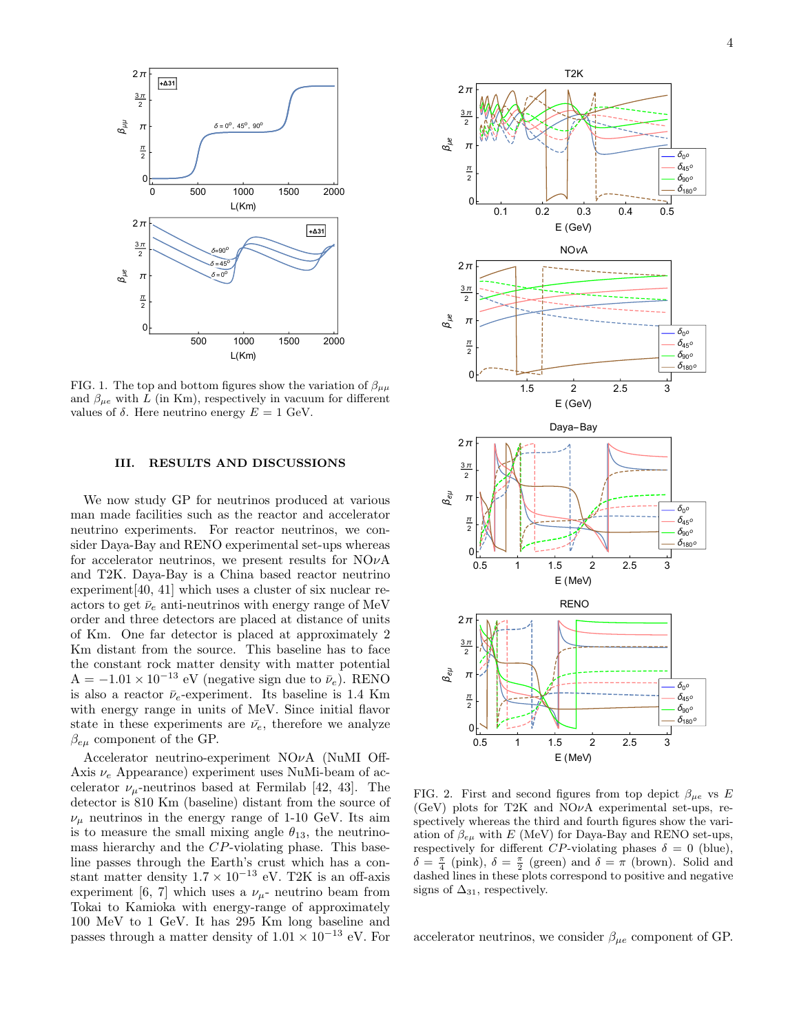FIG. 1. The top and bottom figures show the variation of $\beta_{\mu\mu}$ and $\beta_{\mu e}$ with $L$ (in Km), respectively in vacuum for different values of $\delta$. Here neutrino energy $E = 1$ GeV.

## III. RESULTS AND DISCUSSIONS

We now study GP for neutrinos produced at various man made facilities such as the reactor and accelerator neutrino experiments. For reactor neutrinos, we consider Daya-Bay and RENO experimental set-ups whereas for accelerator neutrinos, we present results for NO$\nu$A and T2K. Daya-Bay is a China based reactor neutrino experiment[40, 41] which uses a cluster of six nuclear reactors to get $\bar{\nu}_e$ anti-neutrinos with energy range of MeV order and three detectors are placed at distance of units of Km. One far detector is placed at approximately 2 Km distant from the source. This baseline has to face the constant rock matter density with matter potential $A = -1.01 \times 10^{-13}$ eV (negative sign due to $\bar{\nu}_e$). RENO is also a reactor $\bar{\nu}_e$-experiment. Its baseline is 1.4 Km with energy range in units of MeV. Since initial flavor state in these experiments are $\bar{\nu}_e$, therefore we analyze $\beta_{e\mu}$ component of the GP.

Accelerator neutrino-experiment NO$\nu$A (NuMI Off-Axis $\nu_e$ Appearance) experiment uses NuMi-beam of accelerator $\nu_\mu$-neutrinos based at Fermilab [42, 43]. The detector is 810 Km (baseline) distant from the source of $\nu_\mu$ neutrinos in the energy range of 1-10 GeV. Its aim is to measure the small mixing angle $\theta_{13}$, the neutrino-mass hierarchy and the $CP$-violating phase. This baseline passes through the Earth's crust which has a constant matter density $1.7 \times 10^{-13}$ eV. T2K is an off-axis experiment [6, 7] which uses a $\nu_\mu$- neutrino beam from Tokai to Kamioka with energy-range of approximately 100 MeV to 1 GeV. It has 295 Km long baseline and passes through a matter density of $1.01 \times 10^{-13}$ eV. For accelerator neutrinos, we consider $\beta_{\mu e}$ component of GP.

FIG. 2. First and second figures from top depict $\beta_{\mu e}$ vs $E$ (GeV) plots for T2K and NO$\nu$A experimental set-ups, respectively whereas the third and fourth figures show the variation of $\beta_{e\mu}$ with $E$ (MeV) for Daya-Bay and RENO set-ups, respectively for different $CP$-violating phases $\delta = 0$ (blue), $\delta = \frac{\pi}{4}$ (pink), $\delta = \frac{\pi}{2}$ (green) and $\delta = \pi$ (brown). Solid and dashed lines in these plots correspond to positive and negative signs of $\Delta_{31}$, respectively.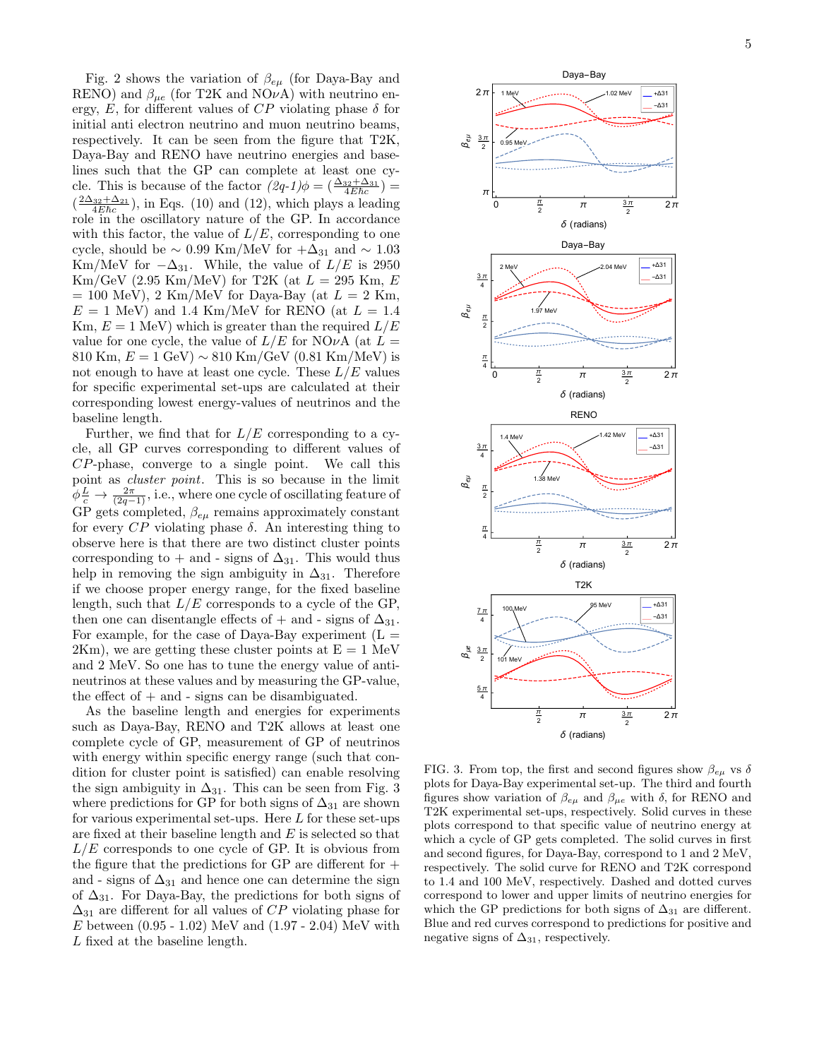Fig. 2 shows the variation of $\beta_{e\mu}$ (for Daya-Bay and RENO) and $\beta_{\mu e}$ (for T2K and NO$\nu$A) with neutrino energy, $E$, for different values of $CP$ violating phase $\delta$ for initial anti electron neutrino and muon neutrino beams, respectively. It can be seen from the figure that T2K, Daya-Bay and RENO have neutrino energies and baselines such that the GP can complete at least one cycle. This is because of the factor $(2q\text{-}1)\phi = (\frac{\Delta_{32}+\Delta_{31}}{4E\hbar c}) = (\frac{2\Delta_{32}+\Delta_{21}}{4E\hbar c})$, in Eqs. (10) and (12), which plays a leading role in the oscillatory nature of the GP. In accordance with this factor, the value of $L/E$, corresponding to one cycle, should be $\sim$ 0.99 Km/MeV for $+\Delta_{31}$ and $\sim$ 1.03 Km/MeV for $-\Delta_{31}$. While, the value of $L/E$ is 2950 Km/GeV (2.95 Km/MeV) for T2K (at $L$ = 295 Km, $E$ = 100 MeV), 2 Km/MeV for Daya-Bay (at $L$ = 2 Km, $E$ = 1 MeV) and 1.4 Km/MeV for RENO (at $L$ = 1.4 Km, $E$ = 1 MeV) which is greater than the required $L/E$ value for one cycle, the value of $L/E$ for NO$\nu$A (at $L$ = 810 Km, $E$ = 1 GeV) $\sim$ 810 Km/GeV (0.81 Km/MeV) is not enough to have at least one cycle. These $L/E$ values for specific experimental set-ups are calculated at their corresponding lowest energy-values of neutrinos and the baseline length.

Further, we find that for $L/E$ corresponding to a cycle, all GP curves corresponding to different values of $CP$-phase, converge to a single point. We call this point as *cluster point*. This is so because in the limit $\phi\frac{L}{c} \rightarrow \frac{2\pi}{(2q-1)}$, i.e., where one cycle of oscillating feature of GP gets completed, $\beta_{e\mu}$ remains approximately constant for every $CP$ violating phase $\delta$. An interesting thing to observe here is that there are two distinct cluster points corresponding to + and - signs of $\Delta_{31}$. This would thus help in removing the sign ambiguity in $\Delta_{31}$. Therefore if we choose proper energy range, for the fixed baseline length, such that $L/E$ corresponds to a cycle of the GP, then one can disentangle effects of + and - signs of $\Delta_{31}$. For example, for the case of Daya-Bay experiment ($L$ = 2Km), we are getting these cluster points at E = 1 MeV and 2 MeV. So one has to tune the energy value of anti-neutrinos at these values and by measuring the GP-value, the effect of + and - signs can be disambiguated.

As the baseline length and energies for experiments such as Daya-Bay, RENO and T2K allows at least one complete cycle of GP, measurement of GP of neutrinos with energy within specific energy range (such that condition for cluster point is satisfied) can enable resolving the sign ambiguity in $\Delta_{31}$. This can be seen from Fig. 3 where predictions for GP for both signs of $\Delta_{31}$ are shown for various experimental set-ups. Here $L$ for these set-ups are fixed at their baseline length and $E$ is selected so that $L/E$ corresponds to one cycle of GP. It is obvious from the figure that the predictions for GP are different for + and - signs of $\Delta_{31}$ and hence one can determine the sign of $\Delta_{31}$. For Daya-Bay, the predictions for both signs of $\Delta_{31}$ are different for all values of $CP$ violating phase for $E$ between (0.95 - 1.02) MeV and (1.97 - 2.04) MeV with $L$ fixed at the baseline length.

FIG. 3. From top, the first and second figures show $\beta_{e\mu}$ vs $\delta$ plots for Daya-Bay experimental set-up. The third and fourth figures show variation of $\beta_{e\mu}$ and $\beta_{\mu e}$ with $\delta$, for RENO and T2K experimental set-ups, respectively. Solid curves in these plots correspond to that specific value of neutrino energy at which a cycle of GP gets completed. The solid curves in first and second figures, for Daya-Bay, correspond to 1 and 2 MeV, respectively. The solid curve for RENO and T2K correspond to 1.4 and 100 MeV, respectively. Dashed and dotted curves correspond to lower and upper limits of neutrino energies for which the GP predictions for both signs of $\Delta_{31}$ are different. Blue and red curves correspond to predictions for positive and negative signs of $\Delta_{31}$, respectively.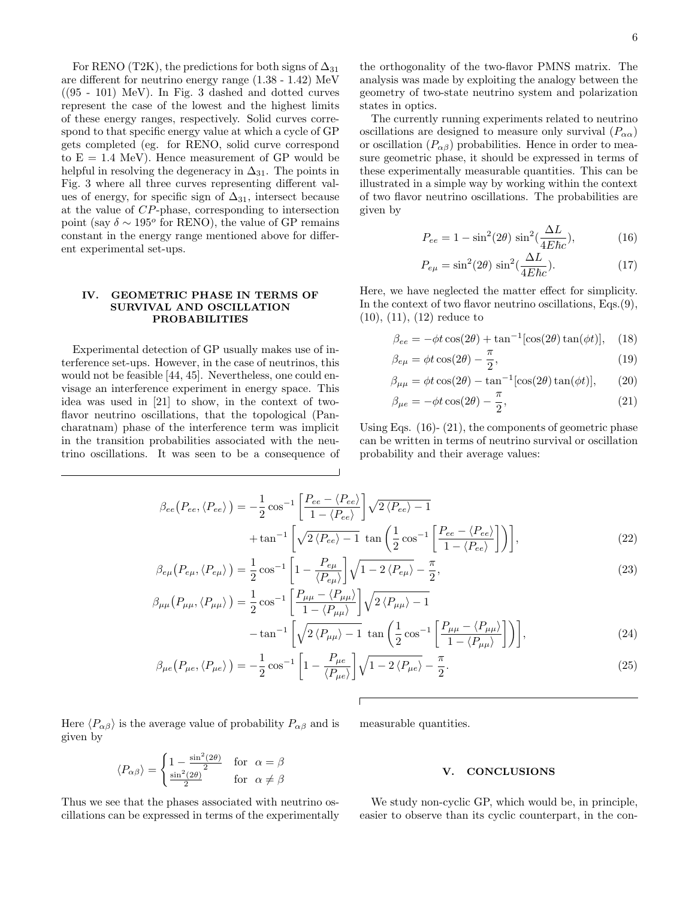For RENO (T2K), the predictions for both signs of $\Delta_{31}$ are different for neutrino energy range (1.38 - 1.42) MeV ((95 - 101) MeV). In Fig. 3 dashed and dotted curves represent the case of the lowest and the highest limits of these energy ranges, respectively. Solid curves correspond to that specific energy value at which a cycle of GP gets completed (eg. for RENO, solid curve correspond to E = 1.4 MeV). Hence measurement of GP would be helpful in resolving the degeneracy in $\Delta_{31}$. The points in Fig. 3 where all three curves representing different values of energy, for specific sign of $\Delta_{31}$, intersect because at the value of $CP$-phase, corresponding to intersection point (say $\delta \sim 195^o$ for RENO), the value of GP remains constant in the energy range mentioned above for different experimental set-ups.

## IV. GEOMETRIC PHASE IN TERMS OF SURVIVAL AND OSCILLATION PROBABILITIES

Experimental detection of GP usually makes use of interference set-ups. However, in the case of neutrinos, this would not be feasible [44, 45]. Nevertheless, one could envisage an interference experiment in energy space. This idea was used in [21] to show, in the context of two-flavor neutrino oscillations, that the topological (Pancharatnam) phase of the interference term was implicit in the transition probabilities associated with the neutrino oscillations. It was seen to be a consequence of the orthogonality of the two-flavor PMNS matrix. The analysis was made by exploiting the analogy between the geometry of two-state neutrino system and polarization states in optics.

The currently running experiments related to neutrino oscillations are designed to measure only survival ($P_{\alpha\alpha}$) or oscillation ($P_{\alpha\beta}$) probabilities. Hence in order to measure geometric phase, it should be expressed in terms of these experimentally measurable quantities. This can be illustrated in a simple way by working within the context of two flavor neutrino oscillations. The probabilities are given by

$$P_{ee} = 1 - \sin^2(2\theta)\, \sin^2(\frac{\Delta L}{4E\hbar c}), \tag{16}$$

$$P_{e\mu} = \sin^2(2\theta)\, \sin^2(\frac{\Delta L}{4E\hbar c}). \tag{17}$$

Here, we have neglected the matter effect for simplicity. In the context of two flavor neutrino oscillations, Eqs.(9), (10), (11), (12) reduce to

$$\beta_{ee} = -\phi t\cos(2\theta) + \tan^{-1}[\cos(2\theta)\tan(\phi t)], \tag{18}$$

$$\beta_{e\mu} = \phi t\cos(2\theta) - \frac{\pi}{2}, \tag{19}$$

$$\beta_{\mu\mu} = \phi t\cos(2\theta) - \tan^{-1}[\cos(2\theta)\tan(\phi t)], \tag{20}$$

$$\beta_{\mu e} = -\phi t\cos(2\theta) - \frac{\pi}{2}, \tag{21}$$

Using Eqs. (16)- (21), the components of geometric phase can be written in terms of neutrino survival or oscillation probability and their average values:

$$\beta_{ee}\big(P_{ee}, \langle P_{ee}\rangle\big) = -\frac{1}{2}\cos^{-1}\left[\frac{P_{ee} - \langle P_{ee}\rangle}{1-\langle P_{ee}\rangle}\right]\sqrt{2\,\langle P_{ee}\rangle - 1} + \tan^{-1}\left[\sqrt{2\,\langle P_{ee}\rangle - 1}\,\tan\left(\frac{1}{2}\cos^{-1}\left[\frac{P_{ee} - \langle P_{ee}\rangle}{1-\langle P_{ee}\rangle}\right]\right)\right], \tag{22}$$

$$\beta_{e\mu}\big(P_{e\mu}, \langle P_{e\mu}\rangle\big) = \frac{1}{2}\cos^{-1}\left[1 - \frac{P_{e\mu}}{\langle P_{e\mu}\rangle}\right]\sqrt{1 - 2\,\langle P_{e\mu}\rangle} - \frac{\pi}{2}, \tag{23}$$

$$\beta_{\mu\mu}\big(P_{\mu\mu}, \langle P_{\mu\mu}\rangle\big) = \frac{1}{2}\cos^{-1}\left[\frac{P_{\mu\mu} - \langle P_{\mu\mu}\rangle}{1-\langle P_{\mu\mu}\rangle}\right]\sqrt{2\,\langle P_{\mu\mu}\rangle - 1} - \tan^{-1}\left[\sqrt{2\,\langle P_{\mu\mu}\rangle - 1}\,\tan\left(\frac{1}{2}\cos^{-1}\left[\frac{P_{\mu\mu} - \langle P_{\mu\mu}\rangle}{1-\langle P_{\mu\mu}\rangle}\right]\right)\right], \tag{24}$$

$$\beta_{\mu e}\big(P_{\mu e}, \langle P_{\mu e}\rangle\big) = -\frac{1}{2}\cos^{-1}\left[1 - \frac{P_{\mu e}}{\langle P_{\mu e}\rangle}\right]\sqrt{1 - 2\,\langle P_{\mu e}\rangle} - \frac{\pi}{2}. \tag{25}$$

Here $\langle P_{\alpha\beta}\rangle$ is the average value of probability $P_{\alpha\beta}$ and is given by

$$\langle P_{\alpha\beta}\rangle = \begin{cases} 1 - \frac{\sin^2(2\theta)}{2} & \text{for} \quad \alpha = \beta \\ \frac{\sin^2(2\theta)}{2} & \text{for} \quad \alpha \neq \beta \end{cases}$$

Thus we see that the phases associated with neutrino oscillations can be expressed in terms of the experimentally measurable quantities.

## V. CONCLUSIONS

We study non-cyclic GP, which would be, in principle, easier to observe than its cyclic counterpart, in the con-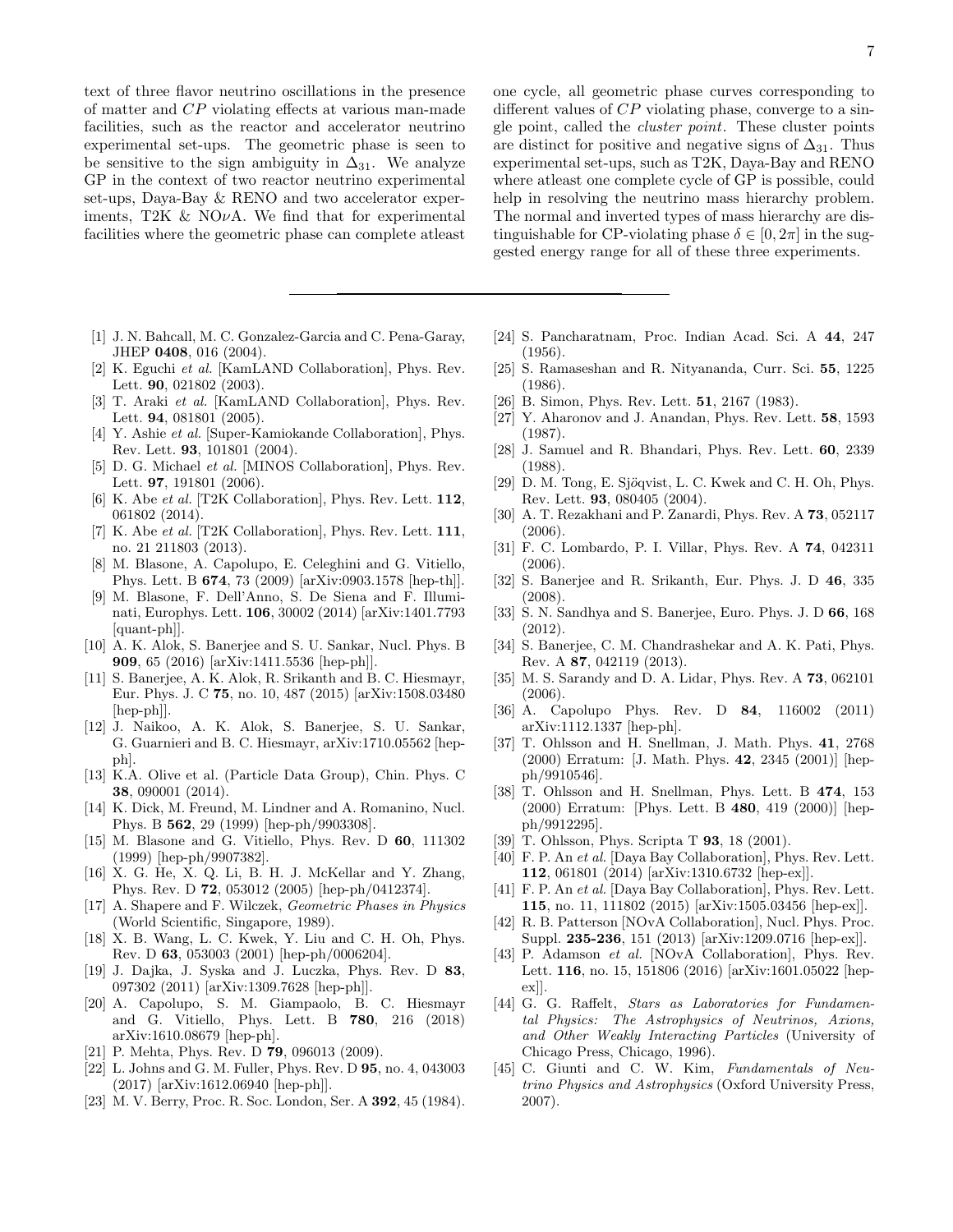text of three flavor neutrino oscillations in the presence of matter and $CP$ violating effects at various man-made facilities, such as the reactor and accelerator neutrino experimental set-ups. The geometric phase is seen to be sensitive to the sign ambiguity in $\Delta_{31}$. We analyze GP in the context of two reactor neutrino experimental set-ups, Daya-Bay & RENO and two accelerator experiments, T2K & NO$\nu$A. We find that for experimental facilities where the geometric phase can complete atleast one cycle, all geometric phase curves corresponding to different values of $CP$ violating phase, converge to a single point, called the *cluster point*. These cluster points are distinct for positive and negative signs of $\Delta_{31}$. Thus experimental set-ups, such as T2K, Daya-Bay and RENO where atleast one complete cycle of GP is possible, could help in resolving the neutrino mass hierarchy problem. The normal and inverted types of mass hierarchy are distinguishable for CP-violating phase $\delta \in [0, 2\pi]$ in the suggested energy range for all of these three experiments.

---

[1] J. N. Bahcall, M. C. Gonzalez-Garcia and C. Pena-Garay, JHEP **0408**, 016 (2004).

[2] K. Eguchi *et al.* [KamLAND Collaboration], Phys. Rev. Lett. **90**, 021802 (2003).

[3] T. Araki *et al.* [KamLAND Collaboration], Phys. Rev. Lett. **94**, 081801 (2005).

[4] Y. Ashie *et al.* [Super-Kamiokande Collaboration], Phys. Rev. Lett. **93**, 101801 (2004).

[5] D. G. Michael *et al.* [MINOS Collaboration], Phys. Rev. Lett. **97**, 191801 (2006).

[6] K. Abe *et al.* [T2K Collaboration], Phys. Rev. Lett. **112**, 061802 (2014).

[7] K. Abe *et al.* [T2K Collaboration], Phys. Rev. Lett. **111**, no. 21 211803 (2013).

[8] M. Blasone, A. Capolupo, E. Celeghini and G. Vitiello, Phys. Lett. B **674**, 73 (2009) [arXiv:0903.1578 [hep-th]].

[9] M. Blasone, F. Dell'Anno, S. De Siena and F. Illuminati, Europhys. Lett. **106**, 30002 (2014) [arXiv:1401.7793 [quant-ph]].

[10] A. K. Alok, S. Banerjee and S. U. Sankar, Nucl. Phys. B **909**, 65 (2016) [arXiv:1411.5536 [hep-ph]].

[11] S. Banerjee, A. K. Alok, R. Srikanth and B. C. Hiesmayr, Eur. Phys. J. C **75**, no. 10, 487 (2015) [arXiv:1508.03480 [hep-ph]].

[12] J. Naikoo, A. K. Alok, S. Banerjee, S. U. Sankar, G. Guarnieri and B. C. Hiesmayr, arXiv:1710.05562 [hep-ph].

[13] K.A. Olive et al. (Particle Data Group), Chin. Phys. C **38**, 090001 (2014).

[14] K. Dick, M. Freund, M. Lindner and A. Romanino, Nucl. Phys. B **562**, 29 (1999) [hep-ph/9903308].

[15] M. Blasone and G. Vitiello, Phys. Rev. D **60**, 111302 (1999) [hep-ph/9907382].

[16] X. G. He, X. Q. Li, B. H. J. McKellar and Y. Zhang, Phys. Rev. D **72**, 053012 (2005) [hep-ph/0412374].

[17] A. Shapere and F. Wilczek, *Geometric Phases in Physics* (World Scientific, Singapore, 1989).

[18] X. B. Wang, L. C. Kwek, Y. Liu and C. H. Oh, Phys. Rev. D **63**, 053003 (2001) [hep-ph/0006204].

[19] J. Dajka, J. Syska and J. Luczka, Phys. Rev. D **83**, 097302 (2011) [arXiv:1309.7628 [hep-ph]].

[20] A. Capolupo, S. M. Giampaolo, B. C. Hiesmayr and G. Vitiello, Phys. Lett. B **780**, 216 (2018) arXiv:1610.08679 [hep-ph].

[21] P. Mehta, Phys. Rev. D **79**, 096013 (2009).

[22] L. Johns and G. M. Fuller, Phys. Rev. D **95**, no. 4, 043003 (2017) [arXiv:1612.06940 [hep-ph]].

[23] M. V. Berry, Proc. R. Soc. London, Ser. A **392**, 45 (1984).

[24] S. Pancharatnam, Proc. Indian Acad. Sci. A **44**, 247 (1956).

[25] S. Ramaseshan and R. Nityananda, Curr. Sci. **55**, 1225 (1986).

[26] B. Simon, Phys. Rev. Lett. **51**, 2167 (1983).

[27] Y. Aharonov and J. Anandan, Phys. Rev. Lett. **58**, 1593 (1987).

[28] J. Samuel and R. Bhandari, Phys. Rev. Lett. **60**, 2339 (1988).

[29] D. M. Tong, E. Sjöqvist, L. C. Kwek and C. H. Oh, Phys. Rev. Lett. **93**, 080405 (2004).

[30] A. T. Rezakhani and P. Zanardi, Phys. Rev. A **73**, 052117 (2006).

[31] F. C. Lombardo, P. I. Villar, Phys. Rev. A **74**, 042311 (2006).

[32] S. Banerjee and R. Srikanth, Eur. Phys. J. D **46**, 335 (2008).

[33] S. N. Sandhya and S. Banerjee, Euro. Phys. J. D **66**, 168 (2012).

[34] S. Banerjee, C. M. Chandrashekar and A. K. Pati, Phys. Rev. A **87**, 042119 (2013).

[35] M. S. Sarandy and D. A. Lidar, Phys. Rev. A **73**, 062101 (2006).

[36] A. Capolupo Phys. Rev. D **84**, 116002 (2011) arXiv:1112.1337 [hep-ph].

[37] T. Ohlsson and H. Snellman, J. Math. Phys. **41**, 2768 (2000) Erratum: [J. Math. Phys. **42**, 2345 (2001)] [hep-ph/9910546].

[38] T. Ohlsson and H. Snellman, Phys. Lett. B **474**, 153 (2000) Erratum: [Phys. Lett. B **480**, 419 (2000)] [hep-ph/9912295].

[39] T. Ohlsson, Phys. Scripta T **93**, 18 (2001).

[40] F. P. An *et al.* [Daya Bay Collaboration], Phys. Rev. Lett. **112**, 061801 (2014) [arXiv:1310.6732 [hep-ex]].

[41] F. P. An *et al.* [Daya Bay Collaboration], Phys. Rev. Lett. **115**, no. 11, 111802 (2015) [arXiv:1505.03456 [hep-ex]].

[42] R. B. Patterson [NOvA Collaboration], Nucl. Phys. Proc. Suppl. **235-236**, 151 (2013) [arXiv:1209.0716 [hep-ex]].

[43] P. Adamson *et al.* [NOvA Collaboration], Phys. Rev. Lett. **116**, no. 15, 151806 (2016) [arXiv:1601.05022 [hep-ex]].

[44] G. G. Raffelt, *Stars as Laboratories for Fundamental Physics: The Astrophysics of Neutrinos, Axions, and Other Weakly Interacting Particles* (University of Chicago Press, Chicago, 1996).

[45] C. Giunti and C. W. Kim, *Fundamentals of Neutrino Physics and Astrophysics* (Oxford University Press, 2007).